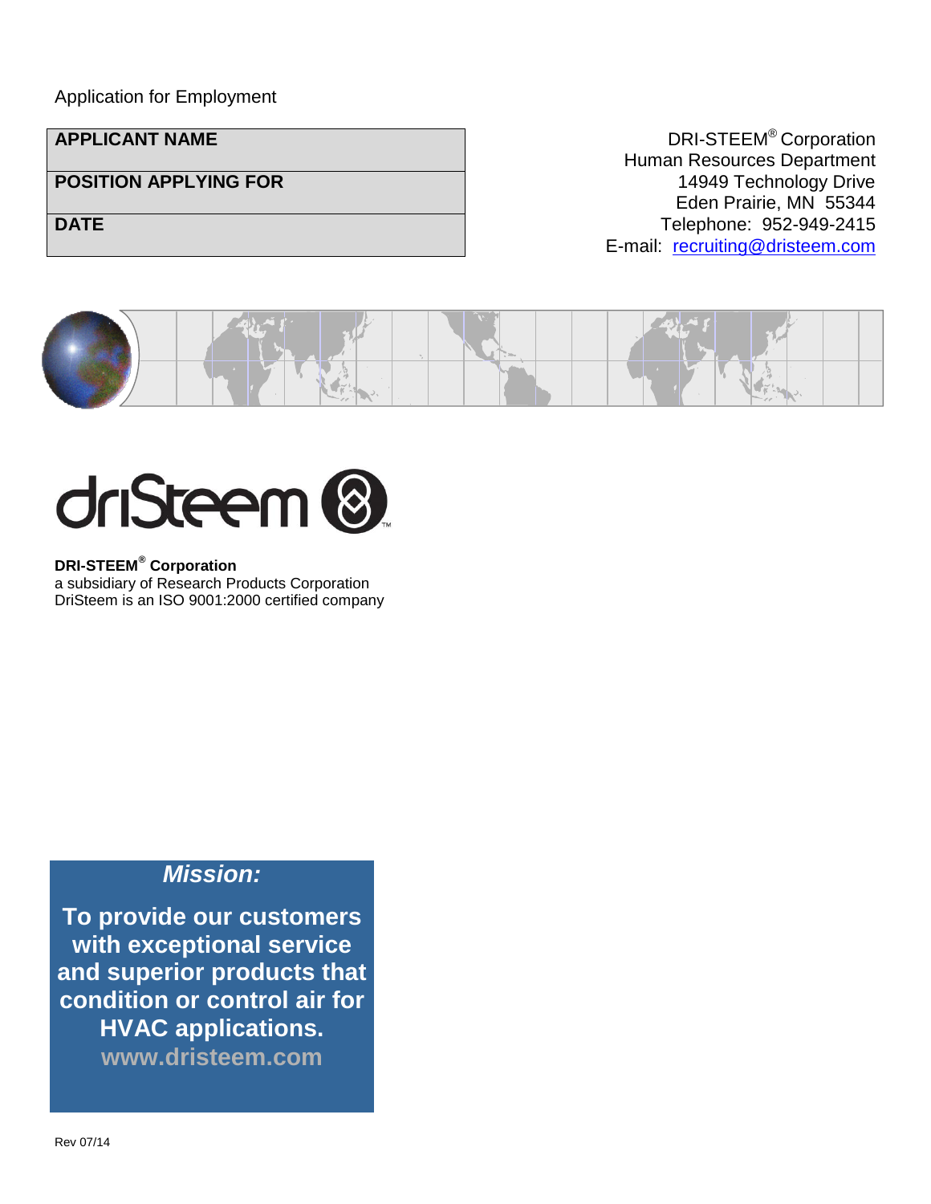Application for Employment

| APPLICANT NAME |
|---|
| POSITION APPLYING FOR |
| DATE |

DRI-STEEM® Corporation
Human Resources Department
14949 Technology Drive
Eden Prairie, MN 55344
Telephone: 952-949-2415
E-mail: recruiting@dristeem.com

driSteem

**DRI-STEEM® Corporation**
a subsidiary of Research Products Corporation
DriSteem is an ISO 9001:2000 certified company

***Mission:***

**To provide our customers with exceptional service and superior products that condition or control air for HVAC applications.**

**www.dristeem.com**

Rev 07/14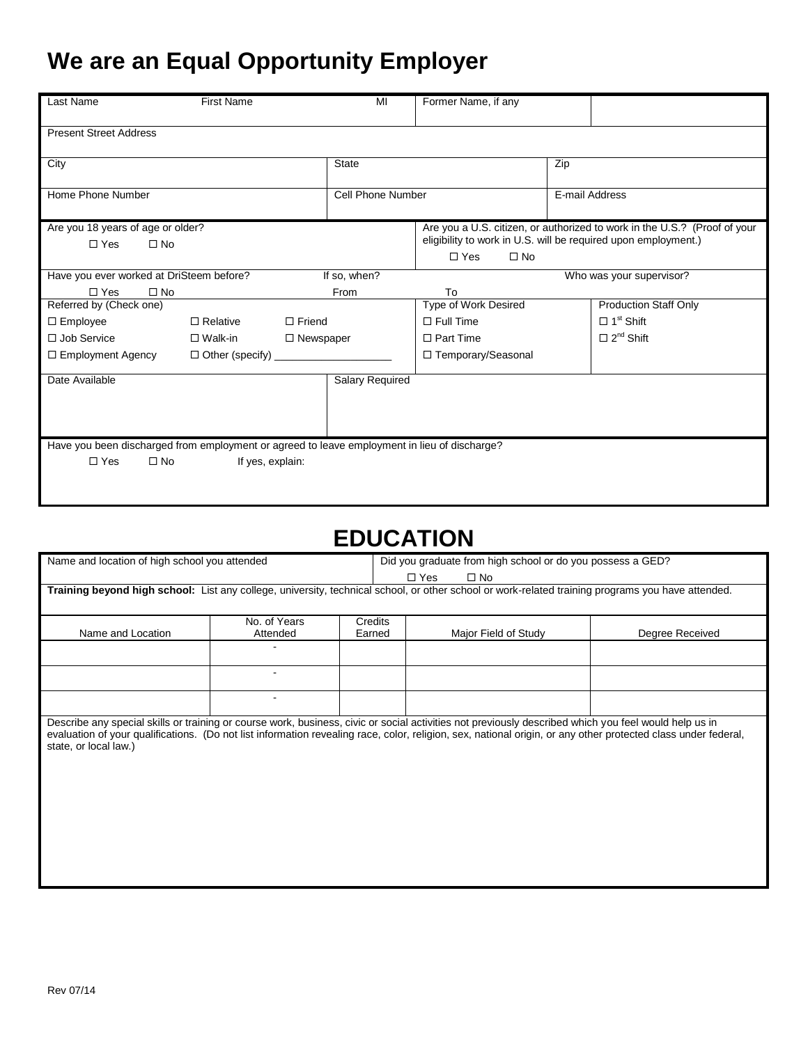# We are an Equal Opportunity Employer

| Last Name | First Name | MI | Former Name, if any | |
|---|---|---|---|---|
| | | | | |

Present Street Address

| City | State | Zip |
|---|---|---|
| | | |

| Home Phone Number | Cell Phone Number | E-mail Address |
|---|---|---|
| | | |

Are you 18 years of age or older?
☐ Yes ☐ No

Are you a U.S. citizen, or authorized to work in the U.S.? (Proof of your eligibility to work in U.S. will be required upon employment.)
☐ Yes ☐ No

Have you ever worked at DriSteem before? ☐ Yes ☐ No
If so, when? From To
Who was your supervisor?

Referred by (Check one)
☐ Employee ☐ Relative ☐ Friend
☐ Job Service ☐ Walk-in ☐ Newspaper
☐ Employment Agency ☐ Other (specify) ____________________

Type of Work Desired
☐ Full Time
☐ Part Time
☐ Temporary/Seasonal

Production Staff Only
☐ 1st Shift
☐ 2nd Shift

| Date Available | Salary Required |
|---|---|
| | |

Have you been discharged from employment or agreed to leave employment in lieu of discharge?
☐ Yes ☐ No If yes, explain:

## EDUCATION

Name and location of high school you attended

Did you graduate from high school or do you possess a GED?
☐ Yes ☐ No

**Training beyond high school:** List any college, university, technical school, or other school or work-related training programs you have attended.

| Name and Location | No. of Years Attended | Credits Earned | Major Field of Study | Degree Received |
|---|---|---|---|---|
| | - | | | |
| | - | | | |
| | - | | | |

Describe any special skills or training or course work, business, civic or social activities not previously described which you feel would help us in evaluation of your qualifications. (Do not list information revealing race, color, religion, sex, national origin, or any other protected class under federal, state, or local law.)

Rev 07/14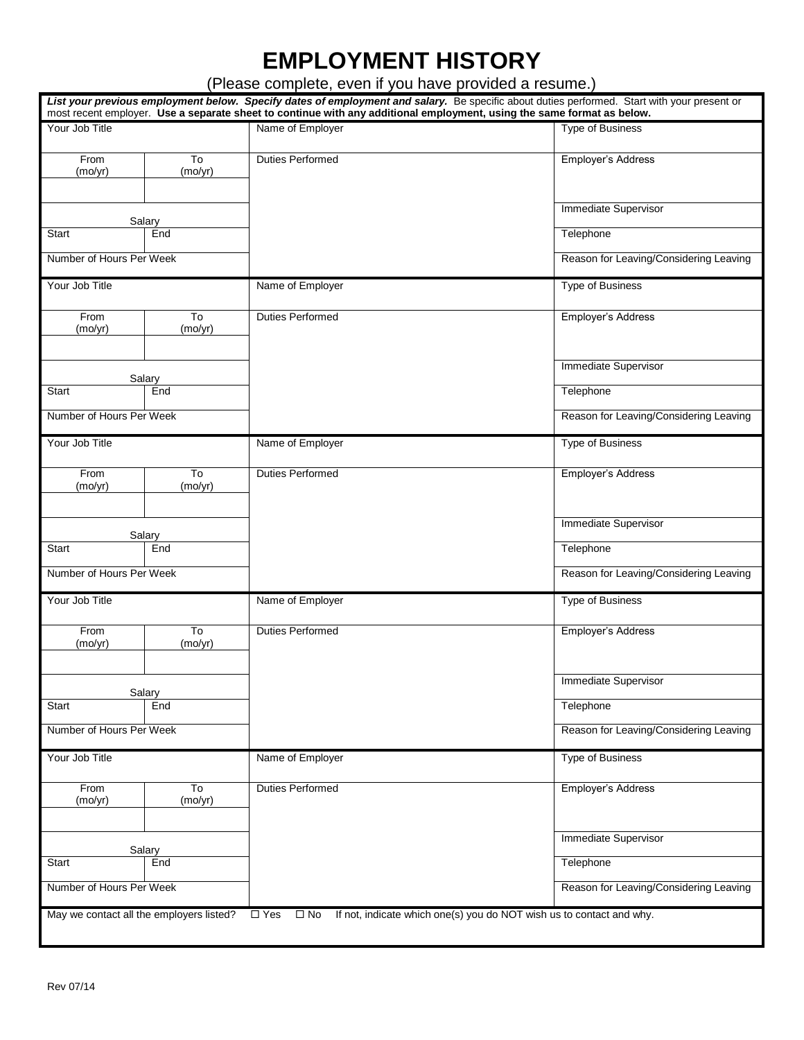# EMPLOYMENT HISTORY

(Please complete, even if you have provided a resume.)

***List your previous employment below. Specify dates of employment and salary.*** Be specific about duties performed. Start with your present or most recent employer. **Use a separate sheet to continue with any additional employment, using the same format as below.**

| Your Job Title | | Name of Employer | Type of Business |
|---|---|---|---|
| From (mo/yr) | To (mo/yr) | Duties Performed | Employer's Address |
| | | | |
| Salary | | | Immediate Supervisor |
| Start | End | | Telephone |
| Number of Hours Per Week | | | Reason for Leaving/Considering Leaving |

| Your Job Title | | Name of Employer | Type of Business |
|---|---|---|---|
| From (mo/yr) | To (mo/yr) | Duties Performed | Employer's Address |
| | | | |
| Salary | | | Immediate Supervisor |
| Start | End | | Telephone |
| Number of Hours Per Week | | | Reason for Leaving/Considering Leaving |

| Your Job Title | | Name of Employer | Type of Business |
|---|---|---|---|
| From (mo/yr) | To (mo/yr) | Duties Performed | Employer's Address |
| | | | |
| Salary | | | Immediate Supervisor |
| Start | End | | Telephone |
| Number of Hours Per Week | | | Reason for Leaving/Considering Leaving |

| Your Job Title | | Name of Employer | Type of Business |
|---|---|---|---|
| From (mo/yr) | To (mo/yr) | Duties Performed | Employer's Address |
| | | | |
| Salary | | | Immediate Supervisor |
| Start | End | | Telephone |
| Number of Hours Per Week | | | Reason for Leaving/Considering Leaving |

| Your Job Title | | Name of Employer | Type of Business |
|---|---|---|---|
| From (mo/yr) | To (mo/yr) | Duties Performed | Employer's Address |
| | | | |
| Salary | | | Immediate Supervisor |
| Start | End | | Telephone |
| Number of Hours Per Week | | | Reason for Leaving/Considering Leaving |

May we contact all the employers listed? ☐ Yes ☐ No If not, indicate which one(s) you do NOT wish us to contact and why.

Rev 07/14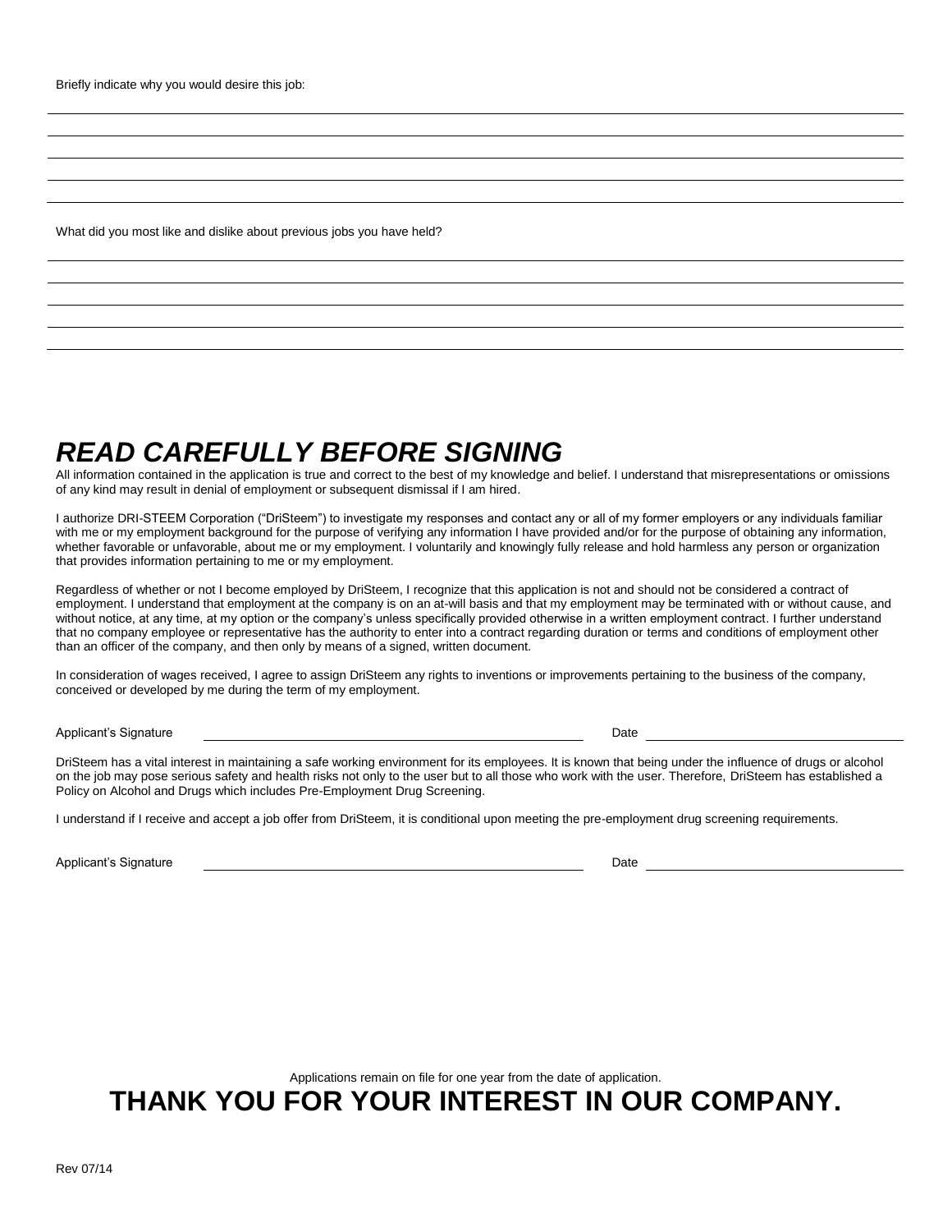Briefly indicate why you would desire this job:

What did you most like and dislike about previous jobs you have held?

# ***READ CAREFULLY BEFORE SIGNING***

All information contained in the application is true and correct to the best of my knowledge and belief. I understand that misrepresentations or omissions of any kind may result in denial of employment or subsequent dismissal if I am hired.

I authorize DRI-STEEM Corporation ("DriSteem") to investigate my responses and contact any or all of my former employers or any individuals familiar with me or my employment background for the purpose of verifying any information I have provided and/or for the purpose of obtaining any information, whether favorable or unfavorable, about me or my employment. I voluntarily and knowingly fully release and hold harmless any person or organization that provides information pertaining to me or my employment.

Regardless of whether or not I become employed by DriSteem, I recognize that this application is not and should not be considered a contract of employment. I understand that employment at the company is on an at-will basis and that my employment may be terminated with or without cause, and without notice, at any time, at my option or the company's unless specifically provided otherwise in a written employment contract. I further understand that no company employee or representative has the authority to enter into a contract regarding duration or terms and conditions of employment other than an officer of the company, and then only by means of a signed, written document.

In consideration of wages received, I agree to assign DriSteem any rights to inventions or improvements pertaining to the business of the company, conceived or developed by me during the term of my employment.

Applicant's Signature ______________________________ Date ____________________

DriSteem has a vital interest in maintaining a safe working environment for its employees. It is known that being under the influence of drugs or alcohol on the job may pose serious safety and health risks not only to the user but to all those who work with the user. Therefore, DriSteem has established a Policy on Alcohol and Drugs which includes Pre-Employment Drug Screening.

I understand if I receive and accept a job offer from DriSteem, it is conditional upon meeting the pre-employment drug screening requirements.

Applicant's Signature ______________________________ Date ____________________

Applications remain on file for one year from the date of application.

## **THANK YOU FOR YOUR INTEREST IN OUR COMPANY.**

Rev 07/14